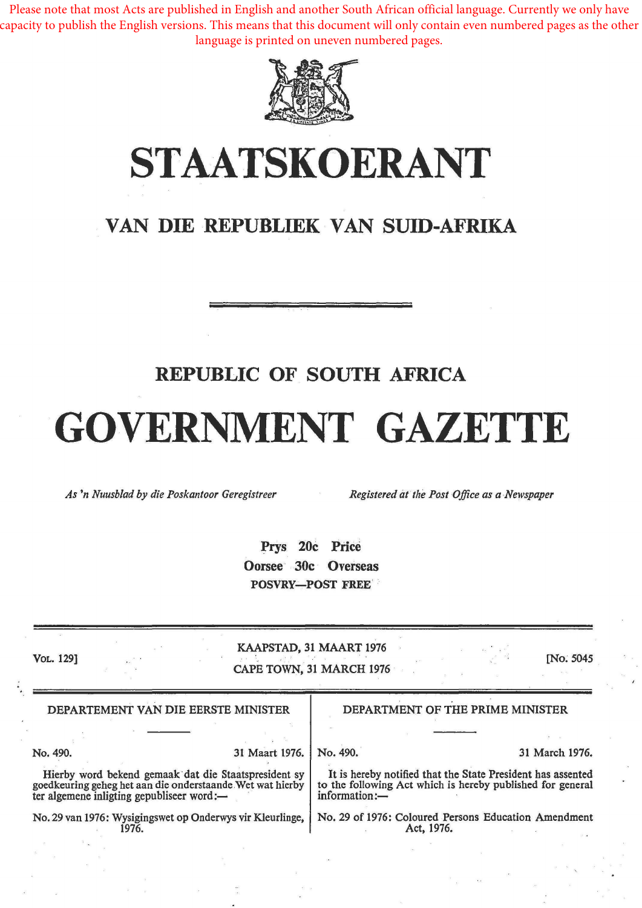Please note that most Acts are published in English and another South African official language. Currently we only have capacity to publish the English versions. This means that this document will only contain even numbered pages as the other language is printed on uneven numbered pages.

# STAATSKOERANT

## VAN DIE REPUBLIEK VAN SUID-AFRIKA

## REPUBLIC OF SOUTH AFRICA

# GOVERNMENT GAZETTE

*As 'n Nuusblad by die Poskantoor Geregistreer* — *Registered at the Post Office as a Newspaper*

**Prys 20c Price**
**Oorsee 30c Overseas**
**POSVRY—POST FREE**

VOL. 129] — KAAPSTAD, 31 MAART 1976 / CAPE TOWN, 31 MARCH 1976 — [No. 5045

### DEPARTEMENT VAN DIE EERSTE MINISTER

No. 490. — 31 Maart 1976.

Hierby word bekend gemaak dat die Staatspresident sy goedkeuring geheg het aan die onderstaande Wet wat hierby ter algemene inligting gepubliseer word:—

No. 29 van 1976: Wysigingswet op Onderwys vir Kleurlinge, 1976.

### DEPARTMENT OF THE PRIME MINISTER

No. 490. — 31 March 1976.

It is hereby notified that the State President has assented to the following Act which is hereby published for general information:—

No. 29 of 1976: Coloured Persons Education Amendment Act, 1976.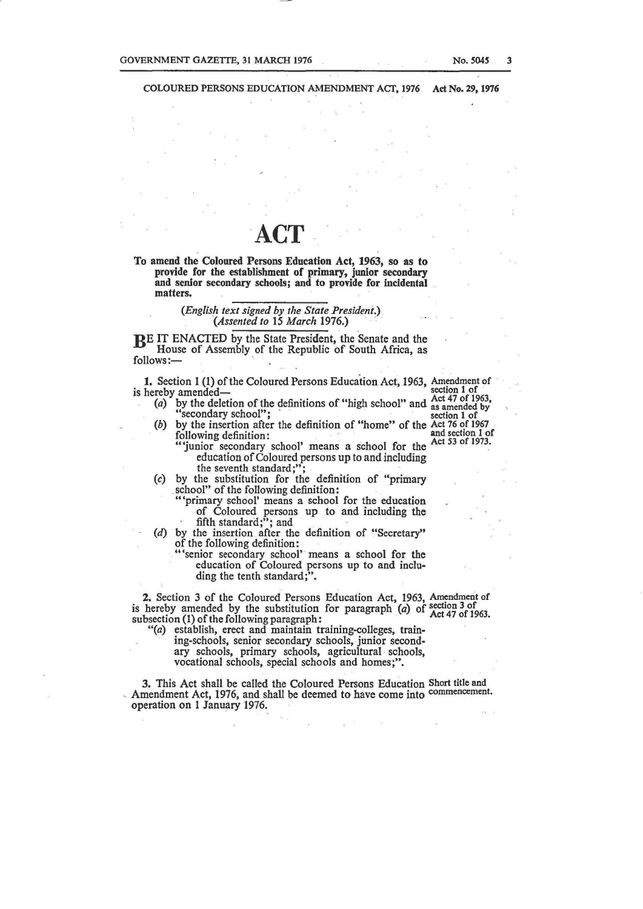COLOURED PERSONS EDUCATION AMENDMENT ACT, 1976 Act No. 29, 1976

# ACT

**To amend the Coloured Persons Education Act, 1963, so as to provide for the establishment of primary, junior secondary and senior secondary schools; and to provide for incidental matters.**

*(English text signed by the State President.)*
*(Assented to 15 March 1976.)*

BE IT ENACTED by the State President, the Senate and the House of Assembly of the Republic of South Africa, as follows:—

Amendment of section 1 of Act 47 of 1963, as amended by section 1 of Act 76 of 1967 and section 1 of Act 53 of 1973.

**1.** Section 1 (1) of the Coloured Persons Education Act, 1963, is hereby amended—

(*a*) by the deletion of the definitions of "high school" and "secondary school";

(*b*) by the insertion after the definition of "home" of the following definition:
"'junior secondary school' means a school for the education of Coloured persons up to and including the seventh standard;";

(*c*) by the substitution for the definition of "primary school" of the following definition:
"'primary school' means a school for the education of Coloured persons up to and including the fifth standard;"; and

(*d*) by the insertion after the definition of "Secretary" of the following definition:
"'senior secondary school' means a school for the education of Coloured persons up to and including the tenth standard;".

Amendment of section 3 of Act 47 of 1963.

**2.** Section 3 of the Coloured Persons Education Act, 1963, is hereby amended by the substitution for paragraph (*a*) of subsection (1) of the following paragraph:

"(*a*) establish, erect and maintain training-colleges, training-schools, senior secondary schools, junior secondary schools, primary schools, agricultural schools, vocational schools, special schools and homes;".

Short title and commencement.

**3.** This Act shall be called the Coloured Persons Education Amendment Act, 1976, and shall be deemed to have come into operation on 1 January 1976.